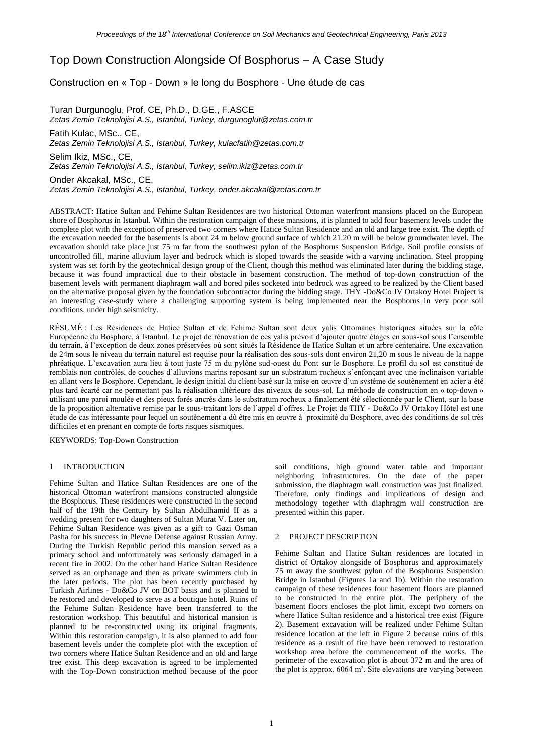# Top Down Construction Alongside Of Bosphorus – A Case Study

Construction en « Top - Down » le long du Bosphore - Une étude de cas

Turan Durgunoglu, Prof. CE, Ph.D., D.GE., F.ASCE
*Zetas Zemin Teknolojisi A.S., Istanbul, Turkey, durgunoglut@zetas.com.tr*

Fatih Kulac, MSc., CE,
*Zetas Zemin Teknolojisi A.S., Istanbul, Turkey, kulacfatih@zetas.com.tr*

Selim Ikiz, MSc., CE,
*Zetas Zemin Teknolojisi A.S., Istanbul, Turkey, selim.ikiz@zetas.com.tr*

Onder Akcakal, MSc., CE,
*Zetas Zemin Teknolojisi A.S., Istanbul, Turkey, onder.akcakal@zetas.com.tr*

ABSTRACT: Hatice Sultan and Fehime Sultan Residences are two historical Ottoman waterfront mansions placed on the European shore of Bosphorus in Istanbul. Within the restoration campaign of these mansions, it is planned to add four basement levels under the complete plot with the exception of preserved two corners where Hatice Sultan Residence and an old and large tree exist. The depth of the excavation needed for the basements is about 24 m below ground surface of which 21.20 m will be below groundwater level. The excavation should take place just 75 m far from the southwest pylon of the Bosphorus Suspension Bridge. Soil profile consists of uncontrolled fill, marine alluvium layer and bedrock which is sloped towards the seaside with a varying inclination. Steel propping system was set forth by the geotechnical design group of the Client, though this method was eliminated later during the bidding stage, because it was found impractical due to their obstacle in basement construction. The method of top-down construction of the basement levels with permanent diaphragm wall and bored piles socketed into bedrock was agreed to be realized by the Client based on the alternative proposal given by the foundation subcontractor during the bidding stage. THY -Do&Co JV Ortakoy Hotel Project is an interesting case-study where a challenging supporting system is being implemented near the Bosphorus in very poor soil conditions, under high seismicity.

RÉSUMÉ : Les Résidences de Hatice Sultan et de Fehime Sultan sont deux yalis Ottomanes historiques situées sur la côte Européenne du Bosphore, à Istanbul. Le projet de rénovation de ces yalis prévoit d'ajouter quatre étages en sous-sol sous l'ensemble du terrain, à l'exception de deux zones préservées où sont situés la Résidence de Hatice Sultan et un arbre centenaire. Une excavation de 24m sous le niveau du terrain naturel est requise pour la réalisation des sous-sols dont environ 21,20 m sous le niveau de la nappe phréatique. L'excavation aura lieu à tout juste 75 m du pylône sud-ouest du Pont sur le Bosphore. Le profil du sol est constitué de remblais non contrôlés, de couches d'alluvions marins reposant sur un substratum rocheux s'enfonçant avec une inclinaison variable en allant vers le Bosphore. Cependant, le design initial du client basé sur la mise en œuvre d'un système de soutènement en acier a été plus tard écarté car ne permettant pas la réalisation ultérieure des niveaux de sous-sol. La méthode de construction en « top-down » utilisant une paroi moulée et des pieux forés ancrés dans le substratum rocheux a finalement été sélectionnée par le Client, sur la base de la proposition alternative remise par le sous-traitant lors de l'appel d'offres. Le Projet de THY - Do&Co JV Ortakoy Hôtel est une étude de cas intéressante pour lequel un soutènement a dû être mis en œuvre à proximité du Bosphore, avec des conditions de sol très difficiles et en prenant en compte de forts risques sismiques.

KEYWORDS: Top-Down Construction

## 1 INTRODUCTION

Fehime Sultan and Hatice Sultan Residences are one of the historical Ottoman waterfront mansions constructed alongside the Bosphorus. These residences were constructed in the second half of the 19th the Century by Sultan Abdulhamid II as a wedding present for two daughters of Sultan Murat V. Later on, Fehime Sultan Residence was given as a gift to Gazi Osman Pasha for his success in Plevne Defense against Russian Army. During the Turkish Republic period this mansion served as a primary school and unfortunately was seriously damaged in a recent fire in 2002. On the other hand Hatice Sultan Residence served as an orphanage and then as private swimmers club in the later periods. The plot has been recently purchased by Turkish Airlines - Do&Co JV on BOT basis and is planned to be restored and developed to serve as a boutique hotel. Ruins of the Fehime Sultan Residence have been transferred to the restoration workshop. This beautiful and historical mansion is planned to be re-constructed using its original fragments. Within this restoration campaign, it is also planned to add four basement levels under the complete plot with the exception of two corners where Hatice Sultan Residence and an old and large tree exist. This deep excavation is agreed to be implemented with the Top-Down construction method because of the poor soil conditions, high ground water table and important neighboring infrastructures. On the date of the paper submission, the diaphragm wall construction was just finalized. Therefore, only findings and implications of design and methodology together with diaphragm wall construction are presented within this paper.

## 2 PROJECT DESCRIPTION

Fehime Sultan and Hatice Sultan residences are located in district of Ortakoy alongside of Bosphorus and approximately 75 m away the southwest pylon of the Bosphorus Suspension Bridge in Istanbul (Figures 1a and 1b). Within the restoration campaign of these residences four basement floors are planned to be constructed in the entire plot. The periphery of the basement floors encloses the plot limit, except two corners on where Hatice Sultan residence and a historical tree exist (Figure 2). Basement excavation will be realized under Fehime Sultan residence location at the left in Figure 2 because ruins of this residence as a result of fire have been removed to restoration workshop area before the commencement of the works. The perimeter of the excavation plot is about 372 m and the area of the plot is approx. 6064 m². Site elevations are varying between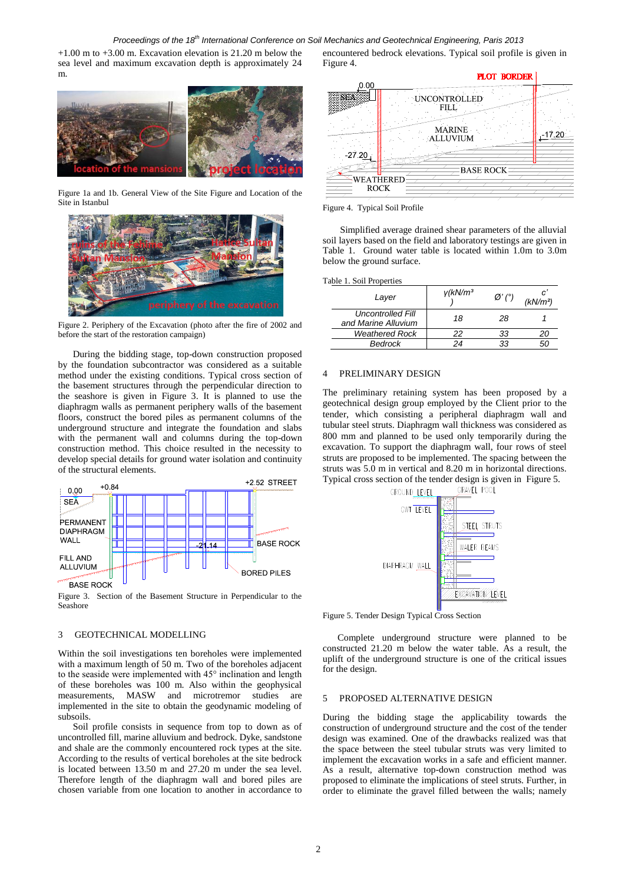+1.00 m to +3.00 m. Excavation elevation is 21.20 m below the sea level and maximum excavation depth is approximately 24 m.

Figure 1a and 1b. General View of the Site Figure and Location of the Site in Istanbul

Figure 2. Periphery of the Excavation (photo after the fire of 2002 and before the start of the restoration campaign)

During the bidding stage, top-down construction proposed by the foundation subcontractor was considered as a suitable method under the existing conditions. Typical cross section of the basement structures through the perpendicular direction to the seashore is given in Figure 3. It is planned to use the diaphragm walls as permanent periphery walls of the basement floors, construct the bored piles as permanent columns of the underground structure and integrate the foundation and slabs with the permanent wall and columns during the top-down construction method. This choice resulted in the necessity to develop special details for ground water isolation and continuity of the structural elements.

Figure 3. Section of the Basement Structure in Perpendicular to the Seashore

## 3 GEOTECHNICAL MODELLING

Within the soil investigations ten boreholes were implemented with a maximum length of 50 m. Two of the boreholes adjacent to the seaside were implemented with 45° inclination and length of these boreholes was 100 m. Also within the geophysical measurements, MASW and microtremor studies are implemented in the site to obtain the geodynamic modeling of subsoils.

Soil profile consists in sequence from top to down as of uncontrolled fill, marine alluvium and bedrock. Dyke, sandstone and shale are the commonly encountered rock types at the site. According to the results of vertical boreholes at the site bedrock is located between 13.50 m and 27.20 m under the sea level. Therefore length of diaphragm wall and bored piles are chosen variable from one location to another in accordance to encountered bedrock elevations. Typical soil profile is given in Figure 4.

Figure 4. Typical Soil Profile

Simplified average drained shear parameters of the alluvial soil layers based on the field and laboratory testings are given in Table 1. Ground water table is located within 1.0m to 3.0m below the ground surface.

Table 1. Soil Properties

| Layer | γ(kN/m³) | Ø' (°) | c' (kN/m²) |
|---|---|---|---|
| Uncontrolled Fill and Marine Alluvium | 18 | 28 | 1 |
| Weathered Rock | 22 | 33 | 20 |
| Bedrock | 24 | 33 | 50 |

## 4 PRELIMINARY DESIGN

The preliminary retaining system has been proposed by a geotechnical design group employed by the Client prior to the tender, which consisting a peripheral diaphragm wall and tubular steel struts. Diaphragm wall thickness was considered as 800 mm and planned to be used only temporarily during the excavation. To support the diaphragm wall, four rows of steel struts are proposed to be implemented. The spacing between the struts was 5.0 m in vertical and 8.20 m in horizontal directions. Typical cross section of the tender design is given in Figure 5.

Figure 5. Tender Design Typical Cross Section

Complete underground structure were planned to be constructed 21.20 m below the water table. As a result, the uplift of the underground structure is one of the critical issues for the design.

## 5 PROPOSED ALTERNATIVE DESIGN

During the bidding stage the applicability towards the construction of underground structure and the cost of the tender design was examined. One of the drawbacks realized was that the space between the steel tubular struts was very limited to implement the excavation works in a safe and efficient manner. As a result, alternative top-down construction method was proposed to eliminate the implications of steel struts. Further, in order to eliminate the gravel filled between the walls; namely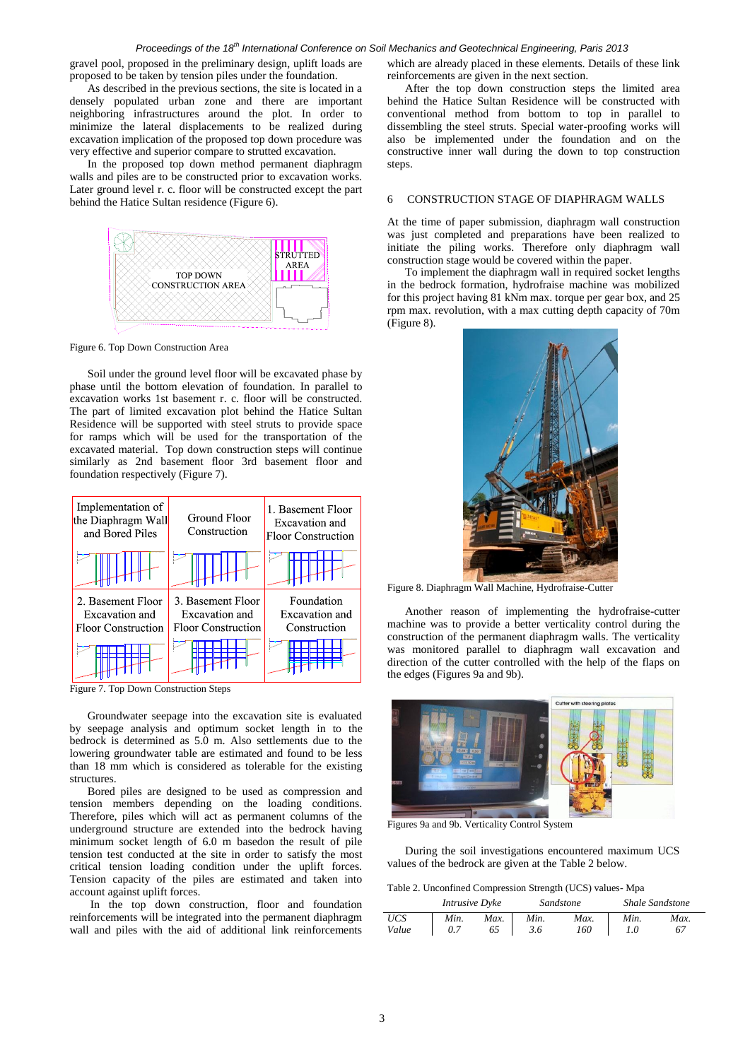gravel pool, proposed in the preliminary design, uplift loads are proposed to be taken by tension piles under the foundation.

As described in the previous sections, the site is located in a densely populated urban zone and there are important neighboring infrastructures around the plot. In order to minimize the lateral displacements to be realized during excavation implication of the proposed top down procedure was very effective and superior compare to strutted excavation.

In the proposed top down method permanent diaphragm walls and piles are to be constructed prior to excavation works. Later ground level r. c. floor will be constructed except the part behind the Hatice Sultan residence (Figure 6).

Figure 6. Top Down Construction Area

Soil under the ground level floor will be excavated phase by phase until the bottom elevation of foundation. In parallel to excavation works 1st basement r. c. floor will be constructed. The part of limited excavation plot behind the Hatice Sultan Residence will be supported with steel struts to provide space for ramps which will be used for the transportation of the excavated material. Top down construction steps will continue similarly as 2nd basement floor 3rd basement floor and foundation respectively (Figure 7).

Figure 7. Top Down Construction Steps

Groundwater seepage into the excavation site is evaluated by seepage analysis and optimum socket length in to the bedrock is determined as 5.0 m. Also settlements due to the lowering groundwater table are estimated and found to be less than 18 mm which is considered as tolerable for the existing structures.

Bored piles are designed to be used as compression and tension members depending on the loading conditions. Therefore, piles which will act as permanent columns of the underground structure are extended into the bedrock having minimum socket length of 6.0 m basedon the result of pile tension test conducted at the site in order to satisfy the most critical tension loading condition under the uplift forces. Tension capacity of the piles are estimated and taken into account against uplift forces.

In the top down construction, floor and foundation reinforcements will be integrated into the permanent diaphragm wall and piles with the aid of additional link reinforcements which are already placed in these elements. Details of these link reinforcements are given in the next section.

After the top down construction steps the limited area behind the Hatice Sultan Residence will be constructed with conventional method from bottom to top in parallel to dissembling the steel struts. Special water-proofing works will also be implemented under the foundation and on the constructive inner wall during the down to top construction steps.

## 6 CONSTRUCTION STAGE OF DIAPHRAGM WALLS

At the time of paper submission, diaphragm wall construction was just completed and preparations have been realized to initiate the piling works. Therefore only diaphragm wall construction stage would be covered within the paper.

To implement the diaphragm wall in required socket lengths in the bedrock formation, hydrofraise machine was mobilized for this project having 81 kNm max. torque per gear box, and 25 rpm max. revolution, with a max cutting depth capacity of 70m (Figure 8).

Figure 8. Diaphragm Wall Machine, Hydrofraise-Cutter

Another reason of implementing the hydrofraise-cutter machine was to provide a better verticality control during the construction of the permanent diaphragm walls. The verticality was monitored parallel to diaphragm wall excavation and direction of the cutter controlled with the help of the flaps on the edges (Figures 9a and 9b).

Figures 9a and 9b. Verticality Control System

During the soil investigations encountered maximum UCS values of the bedrock are given at the Table 2 below.

Table 2. Unconfined Compression Strength (UCS) values- Mpa

| | *Intrusive Dyke* | | *Sandstone* | | *Shale Sandstone* | |
|---|---|---|---|---|---|---|
| *UCS Value* | *Min.* 0.7 | *Max.* 65 | *Min.* 3.6 | *Max.* 160 | *Min.* 1.0 | *Max.* 67 |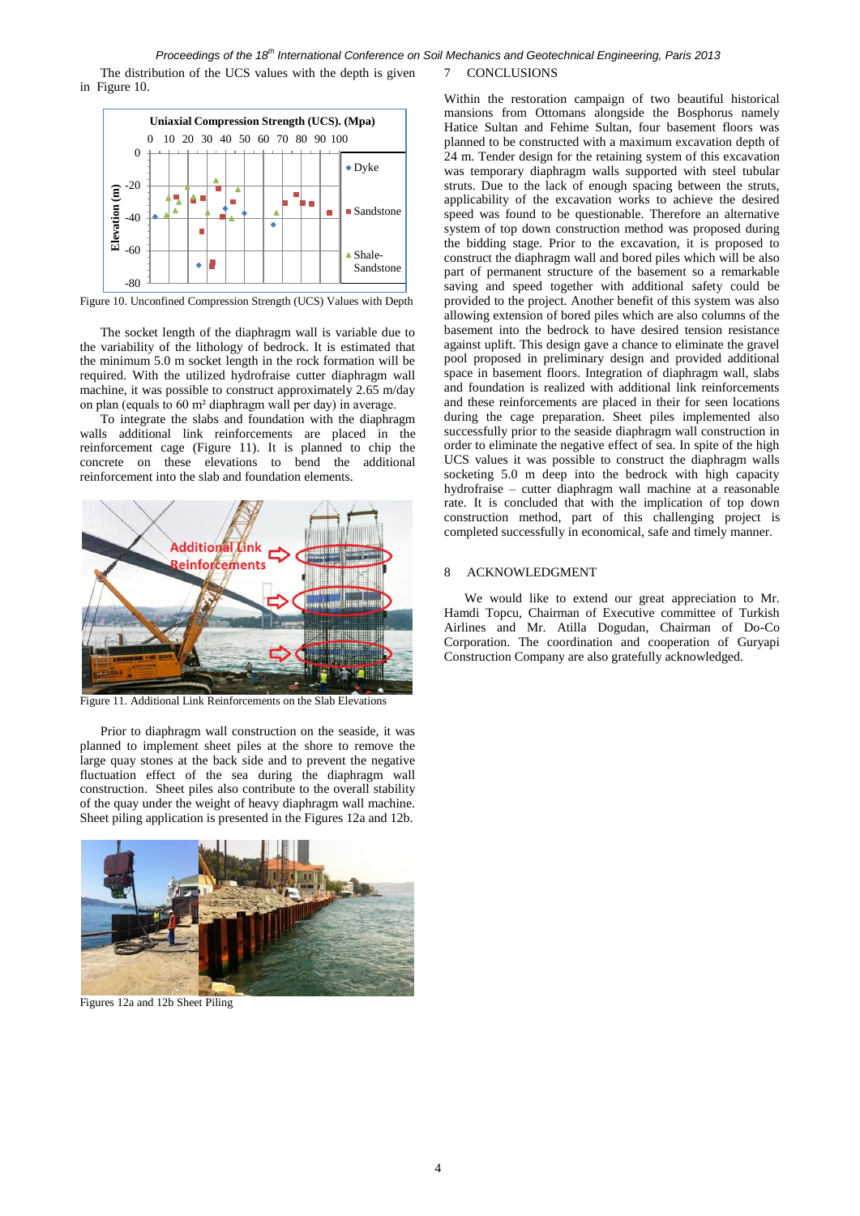The distribution of the UCS values with the depth is given in Figure 10.

Uniaxial Compression Strength (UCS). (Mpa)

0 10 20 30 40 50 60 70 80 90 100

0
-20
-40
-60
-80

Elevation (m)

Dyke
Sandstone
Shale-Sandstone

Figure 10. Unconfined Compression Strength (UCS) Values with Depth

The socket length of the diaphragm wall is variable due to the variability of the lithology of bedrock. It is estimated that the minimum 5.0 m socket length in the rock formation will be required. With the utilized hydrofraise cutter diaphragm wall machine, it was possible to construct approximately 2.65 m/day on plan (equals to 60 m² diaphragm wall per day) in average.

To integrate the slabs and foundation with the diaphragm walls additional link reinforcements are placed in the reinforcement cage (Figure 11). It is planned to chip the concrete on these elevations to bend the additional reinforcement into the slab and foundation elements.

Additional Link Reinforcements

Figure 11. Additional Link Reinforcements on the Slab Elevations

Prior to diaphragm wall construction on the seaside, it was planned to implement sheet piles at the shore to remove the large quay stones at the back side and to prevent the negative fluctuation effect of the sea during the diaphragm wall construction. Sheet piles also contribute to the overall stability of the quay under the weight of heavy diaphragm wall machine. Sheet piling application is presented in the Figures 12a and 12b.

Figures 12a and 12b Sheet Piling

## 7 CONCLUSIONS

Within the restoration campaign of two beautiful historical mansions from Ottomans alongside the Bosphorus namely Hatice Sultan and Fehime Sultan, four basement floors was planned to be constructed with a maximum excavation depth of 24 m. Tender design for the retaining system of this excavation was temporary diaphragm walls supported with steel tubular struts. Due to the lack of enough spacing between the struts, applicability of the excavation works to achieve the desired speed was found to be questionable. Therefore an alternative system of top down construction method was proposed during the bidding stage. Prior to the excavation, it is proposed to construct the diaphragm wall and bored piles which will be also part of permanent structure of the basement so a remarkable saving and speed together with additional safety could be provided to the project. Another benefit of this system was also allowing extension of bored piles which are also columns of the basement into the bedrock to have desired tension resistance against uplift. This design gave a chance to eliminate the gravel pool proposed in preliminary design and provided additional space in basement floors. Integration of diaphragm wall, slabs and foundation is realized with additional link reinforcements and these reinforcements are placed in their for seen locations during the cage preparation. Sheet piles implemented also successfully prior to the seaside diaphragm wall construction in order to eliminate the negative effect of sea. In spite of the high UCS values it was possible to construct the diaphragm walls socketing 5.0 m deep into the bedrock with high capacity hydrofraise – cutter diaphragm wall machine at a reasonable rate. It is concluded that with the implication of top down construction method, part of this challenging project is completed successfully in economical, safe and timely manner.

## 8 ACKNOWLEDGMENT

We would like to extend our great appreciation to Mr. Hamdi Topcu, Chairman of Executive committee of Turkish Airlines and Mr. Atilla Dogudan, Chairman of Do-Co Corporation. The coordination and cooperation of Guryapi Construction Company are also gratefully acknowledged.